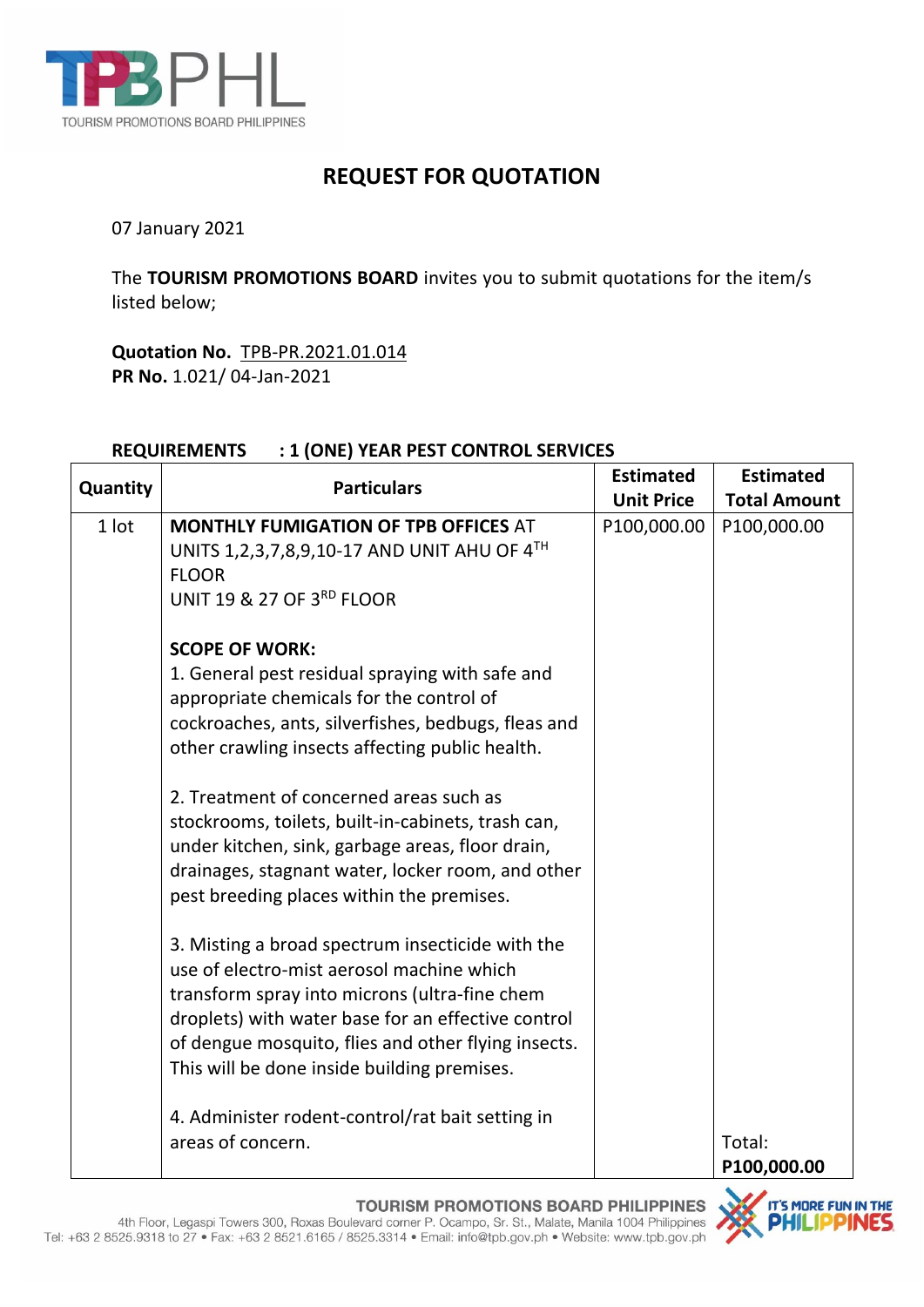# REQUEST FOR QUOTATION

07 January 2021

The **TOURISM PROMOTIONS BOARD** invites you to submit quotations for the item/s listed below;

**Quotation No.** TPB-PR.2021.01.014
**PR No.** 1.021/ 04-Jan-2021

**REQUIREMENTS : 1 (ONE) YEAR PEST CONTROL SERVICES**

| Quantity | Particulars | Estimated Unit Price | Estimated Total Amount |
| --- | --- | --- | --- |
| 1 lot | **MONTHLY FUMIGATION OF TPB OFFICES** AT UNITS 1,2,3,7,8,9,10-17 AND UNIT AHU OF 4TH FLOOR<br>UNIT 19 & 27 OF 3RD FLOOR<br><br>**SCOPE OF WORK:**<br>1. General pest residual spraying with safe and appropriate chemicals for the control of cockroaches, ants, silverfishes, bedbugs, fleas and other crawling insects affecting public health.<br><br>2. Treatment of concerned areas such as stockrooms, toilets, built-in-cabinets, trash can, under kitchen, sink, garbage areas, floor drain, drainages, stagnant water, locker room, and other pest breeding places within the premises.<br><br>3. Misting a broad spectrum insecticide with the use of electro-mist aerosol machine which transform spray into microns (ultra-fine chem droplets) with water base for an effective control of dengue mosquito, flies and other flying insects. This will be done inside building premises.<br><br>4. Administer rodent-control/rat bait setting in areas of concern. | P100,000.00 | P100,000.00<br><br>Total:<br>**P100,000.00** |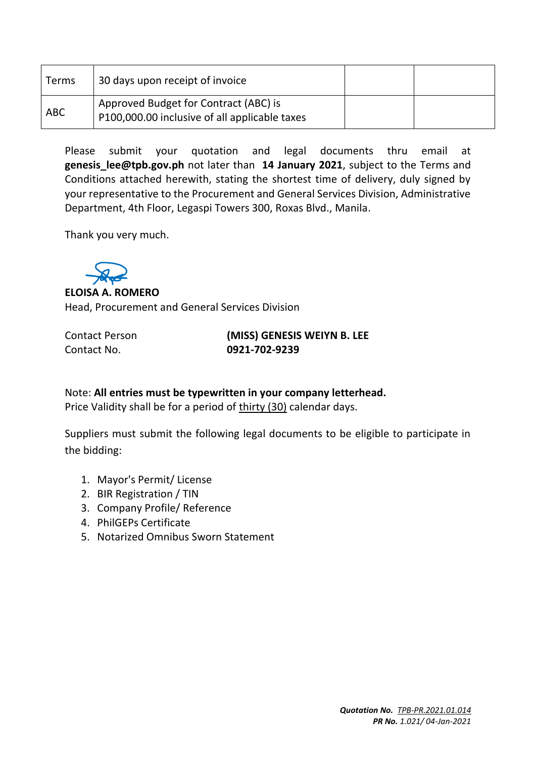| | | | |
|---|---|---|---|
| Terms | 30 days upon receipt of invoice | | |
| ABC | Approved Budget for Contract (ABC) is P100,000.00 inclusive of all applicable taxes | | |

Please submit your quotation and legal documents thru email at **genesis_lee@tpb.gov.ph** not later than **14 January 2021**, subject to the Terms and Conditions attached herewith, stating the shortest time of delivery, duly signed by your representative to the Procurement and General Services Division, Administrative Department, 4th Floor, Legaspi Towers 300, Roxas Blvd., Manila.

Thank you very much.

**ELOISA A. ROMERO**
Head, Procurement and General Services Division

Contact Person **(MISS) GENESIS WEIYN B. LEE**
Contact No. **0921-702-9239**

Note: **All entries must be typewritten in your company letterhead.**
Price Validity shall be for a period of thirty (30) calendar days.

Suppliers must submit the following legal documents to be eligible to participate in the bidding:

1. Mayor's Permit/ License
2. BIR Registration / TIN
3. Company Profile/ Reference
4. PhilGEPs Certificate
5. Notarized Omnibus Sworn Statement

***Quotation No.*** *TPB-PR.2021.01.014*
***PR No.*** *1.021/ 04-Jan-2021*